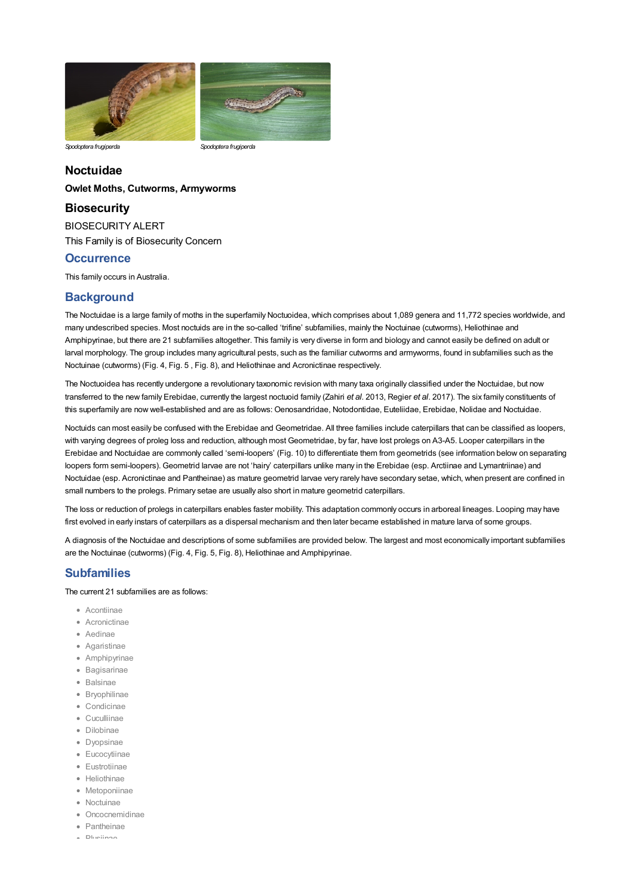*Spodoptera frugiperda* *Spodoptera frugiperda*

# Noctuidae

**Owlet Moths, Cutworms, Armyworms**

## Biosecurity

BIOSECURITY ALERT

This Family is of Biosecurity Concern

## Occurrence

This family occurs in Australia.

## Background

The Noctuidae is a large family of moths in the superfamily Noctuoidea, which comprises about 1,089 genera and 11,772 species worldwide, and many undescribed species. Most noctuids are in the so-called 'trifine' subfamilies, mainly the Noctuinae (cutworms), Heliothinae and Amphipyrinae, but there are 21 subfamilies altogether. This family is very diverse in form and biology and cannot easily be defined on adult or larval morphology. The group includes many agricultural pests, such as the familiar cutworms and armyworms, found in subfamilies such as the Noctuinae (cutworms) (Fig. 4, Fig. 5 , Fig. 8), and Heliothinae and Acronictinae respectively.

The Noctuoidea has recently undergone a revolutionary taxonomic revision with many taxa originally classified under the Noctuidae, but now transferred to the new family Erebidae, currently the largest noctuid family (Zahiri *et al.* 2013, Regier *et al.* 2017). The six family constituents of this superfamily are now well-established and are as follows: Oenosandridae, Notodontidae, Euteliidae, Erebidae, Nolidae and Noctuidae.

Noctuids can most easily be confused with the Erebidae and Geometridae. All three families include caterpillars that can be classified as loopers, with varying degrees of proleg loss and reduction, although most Geometridae, by far, have lost prolegs on A3-A5. Looper caterpillars in the Erebidae and Noctuidae are commonly called 'semi-loopers' (Fig. 10) to differentiate them from geometrids (see information below on separating loopers form semi-loopers). Geometrid larvae are not 'hairy' caterpillars unlike many in the Erebidae (esp. Arctiinae and Lymantriinae) and Noctuidae (esp. Acronictinae and Pantheinae) as mature geometrid larvae very rarely have secondary setae, which, when present are confined in small numbers to the prolegs. Primary setae are usually also short in mature geometrid caterpillars.

The loss or reduction of prolegs in caterpillars enables faster mobility. This adaptation commonly occurs in arboreal lineages. Looping may have first evolved in early instars of caterpillars as a dispersal mechanism and then later became established in mature larva of some groups.

A diagnosis of the Noctuidae and descriptions of some subfamilies are provided below. The largest and most economically important subfamilies are the Noctuinae (cutworms) (Fig. 4, Fig. 5, Fig. 8), Heliothinae and Amphipyrinae.

## Subfamilies

The current 21 subfamilies are as follows:

- Acontiinae
- Acronictinae
- Aedinae
- Agaristinae
- Amphipyrinae
- Bagisarinae
- Balsinae
- Bryophilinae
- Condicinae
- Cuculliinae
- Dilobinae
- Dyopsinae
- Eucocytiinae
- Eustrotiinae
- Heliothinae
- Metoponiinae
- Noctuinae
- Oncocnemidinae
- Pantheinae
- Plusiinae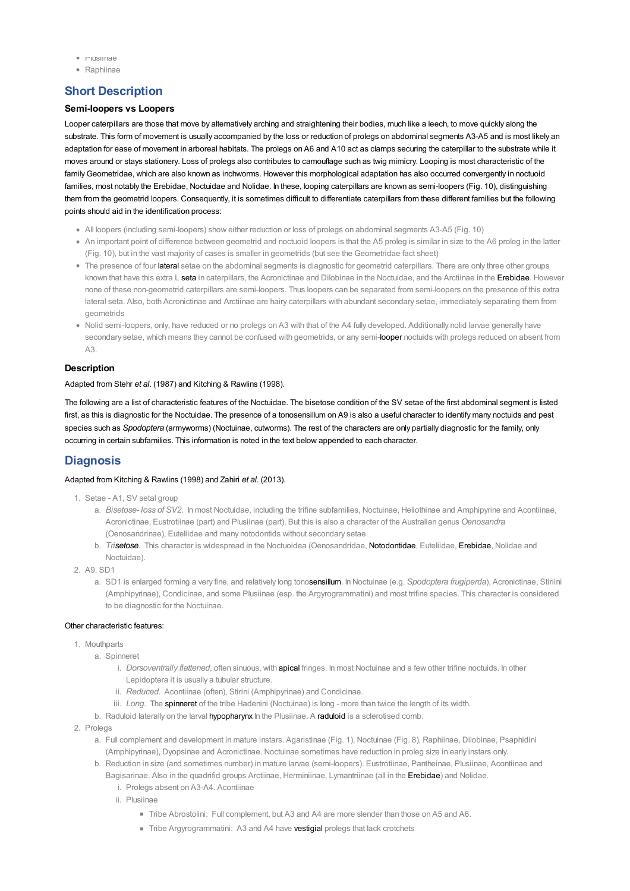- Plusiinae
- Raphiinae

## Short Description

### Semi-loopers vs Loopers

Looper caterpillars are those that move by alternatively arching and straightening their bodies, much like a leech, to move quickly along the substrate. This form of movement is usually accompanied by the loss or reduction of prolegs on abdominal segments A3-A5 and is most likely an adaptation for ease of movement in arboreal habitats. The prolegs on A6 and A10 act as clamps securing the caterpillar to the substrate while it moves around or stays stationery. Loss of prolegs also contributes to camouflage such as twig mimicry. Looping is most characteristic of the family Geometridae, which are also known as inchworms. However this morphological adaptation has also occurred convergently in noctuoid families, most notably the Erebidae, Noctuidae and Nolidae. In these, looping caterpillars are known as semi-loopers (Fig. 10), distinguishing them from the geometrid loopers. Consequently, it is sometimes difficult to differentiate caterpillars from these different families but the following points should aid in the identification process:

- All loopers (including semi-loopers) show either reduction or loss of prolegs on abdominal segments A3-A5 (Fig. 10)
- An important point of difference between geometrid and noctuoid loopers is that the A5 proleg is similar in size to the A6 proleg in the latter (Fig. 10), but in the vast majority of cases is smaller in geometrids (but see the Geometridae fact sheet)
- The presence of four lateral setae on the abdominal segments is diagnostic for geometrid caterpillars. There are only three other groups known that have this extra L seta in caterpillars, the Acronictinae and Dilobinae in the Noctuidae, and the Arctiinae in the Erebidae. However none of these non-geometrid caterpillars are semi-loopers. Thus loopers can be separated from semi-loopers on the presence of this extra lateral seta. Also, both Acronictinae and Arctiinae are hairy caterpillars with abundant secondary setae, immediately separating them from geometrids
- Nolid semi-loopers, only, have reduced or no prolegs on A3 with that of the A4 fully developed. Additionally nolid larvae generally have secondary setae, which means they cannot be confused with geometrids, or any semi-looper noctuids with prolegs reduced on absent from A3.

### Description

Adapted from Stehr *et al*. (1987) and Kitching & Rawlins (1998).

The following are a list of characteristic features of the Noctuidae. The bisetose condition of the SV setae of the first abdominal segment is listed first, as this is diagnostic for the Noctuidae. The presence of a tonosensillum on A9 is also a useful character to identify many noctuids and pest species such as *Spodoptera* (armyworms) (Noctuinae, cutworms). The rest of the characters are only partially diagnostic for the family, only occurring in certain subfamilies. This information is noted in the text below appended to each character.

## Diagnosis

Adapted from Kitching & Rawlins (1998) and Zahiri *et al*. (2013).

1. Setae - A1, SV setal group
   a. *Bisetose- loss of SV2.* In most Noctuidae, including the trifine subfamilies, Noctuinae, Heliothinae and Amphipyrine and Acontiinae, Acronictinae, Eustrotiinae (part) and Plusiinae (part). But this is also a character of the Australian genus *Oenosandra* (Oenosandrinae), Euteliidae and many notodontids without secondary setae.
   b. *Trisetose.* This character is widespread in the Noctuoidea (Oenosandridae, Notodontidae, Euteliidae, Erebidae, Nolidae and Noctuidae).
2. A9, SD1
   a. SD1 is enlarged forming a very fine, and relatively long tonosensillum. In Noctuinae (e.g. *Spodoptera frugiperda*), Acronictinae, Stiriini (Amphipyrinae), Condicinae, and some Plusiinae (esp. the Argyrogrammatini) and most trifine species. This character is considered to be diagnostic for the Noctuinae.

Other characteristic features:

1. Mouthparts
   a. Spinneret
      i. *Dorsoventrally flattened*, often sinuous, with apical fringes. In most Noctuinae and a few other trifine noctuids. In other Lepidoptera it is usually a tubular structure.
      ii. *Reduced.* Acontiinae (often), Stirini (Amphipyrinae) and Condicinae.
      iii. *Long.* The spinneret of the tribe Hadenini (Noctuinae) is long - more than twice the length of its width.
   b. Raduloid laterally on the larval hypopharynx In the Plusiinae. A raduloid is a sclerotised comb.
2. Prolegs
   a. Full complement and development in mature instars. Agaristinae (Fig. 1), Noctuinae (Fig. 8), Raphiinae, Dilobinae, Psaphidini (Amphipyrinae), Dyopsinae and Acronictinae. Noctuinae sometimes have reduction in proleg size in early instars only.
   b. Reduction in size (and sometimes number) in mature larvae (semi-loopers). Eustrotiinae, Pantheinae, Plusiinae, Acontiinae and Bagisarinae. Also in the quadrifid groups Arctiinae, Herminiinae, Lymantriinae (all in the Erebidae) and Nolidae.
      i. Prolegs absent on A3-A4. Acontiinae
      ii. Plusiinae
         - Tribe Abrostolini: Full complement, but A3 and A4 are more slender than those on A5 and A6.
         - Tribe Argyrogrammatini: A3 and A4 have vestigial prolegs that lack crotchets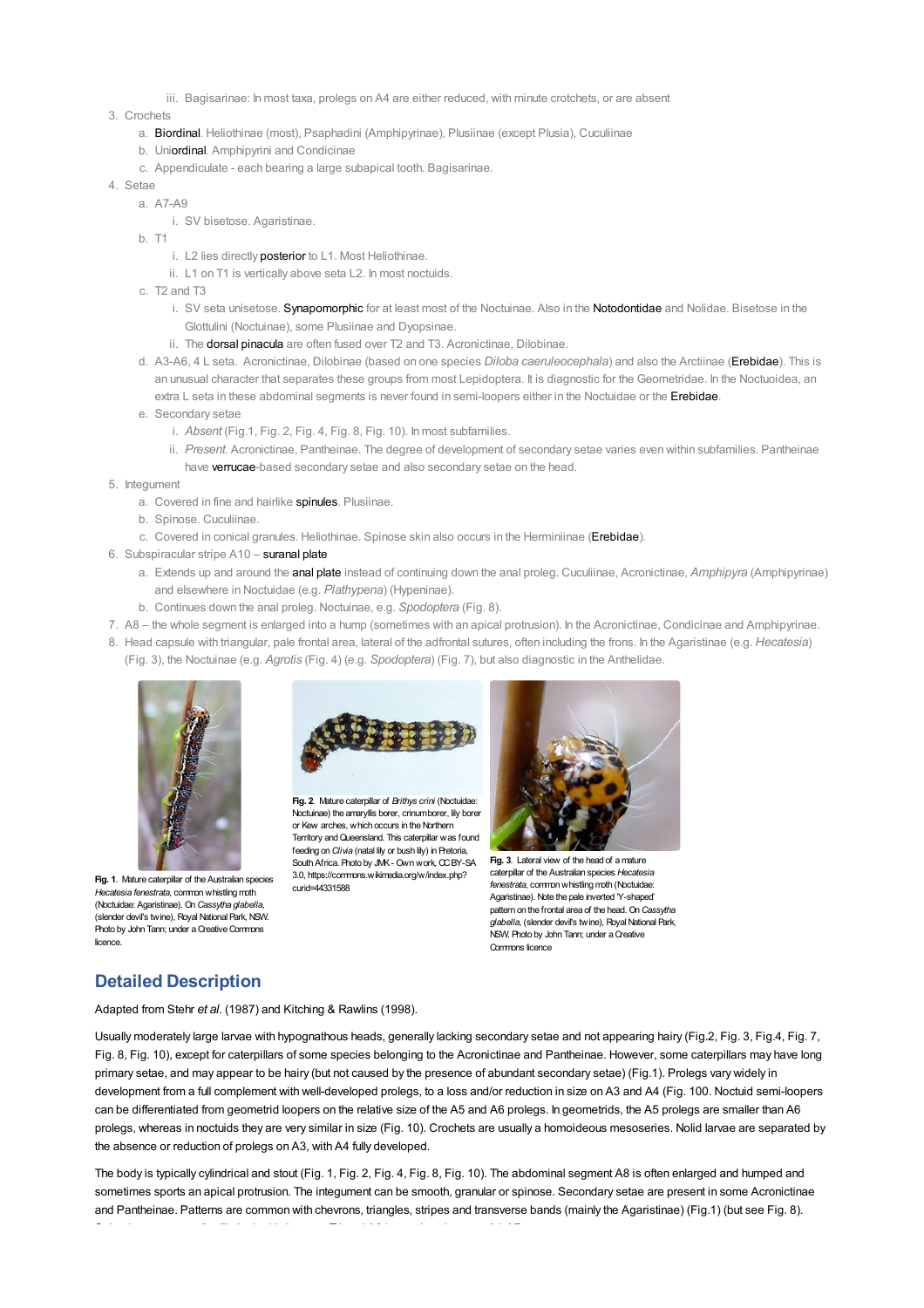iii. Bagisarinae: In most taxa, prolegs on A4 are either reduced, with minute crotchets, or are absent

3. Crochets
   a. Biordinal. Heliothinae (most), Psaphadini (Amphipyrinae), Plusiinae (except Plusia), Cuculiinae
   b. Uniordinal. Amphipyrini and Condicinae
   c. Appendiculate - each bearing a large subapical tooth. Bagisarinae.
4. Setae
   a. A7-A9
      i. SV bisetose. Agaristinae.
   b. T1
      i. L2 lies directly posterior to L1. Most Heliothinae.
      ii. L1 on T1 is vertically above seta L2. In most noctuids.
   c. T2 and T3
      i. SV seta unisetose. Synapomorphic for at least most of the Noctuinae. Also in the Notodontidae and Nolidae. Bisetose in the Glottulini (Noctuinae), some Plusiinae and Dyopsinae.
      ii. The dorsal pinacula are often fused over T2 and T3. Acronictinae, Dilobinae.
   d. A3-A6, 4 L seta. Acronictinae, Dilobinae (based on one species *Diloba caeruleocephala*) and also the Arctiinae (Erebidae). This is an unusual character that separates these groups from most Lepidoptera. It is diagnostic for the Geometridae. In the Noctuoidea, an extra L seta in these abdominal segments is never found in semi-loopers either in the Noctuidae or the Erebidae.
   e. Secondary setae
      i. *Absent* (Fig.1, Fig. 2, Fig. 4, Fig. 8, Fig. 10). In most subfamilies.
      ii. *Present*. Acronictinae, Pantheinae. The degree of development of secondary setae varies even within subfamilies. Pantheinae have verrucae-based secondary setae and also secondary setae on the head.
5. Integument
   a. Covered in fine and hairlike spinules. Plusiinae.
   b. Spinose. Cuculiinae.
   c. Covered in conical granules. Heliothinae. Spinose skin also occurs in the Herminiinae (Erebidae).
6. Subspiracular stripe A10 – suranal plate
   a. Extends up and around the anal plate instead of continuing down the anal proleg. Cuculiinae, Acronictinae, *Amphipyra* (Amphipyrinae) and elsewhere in Noctuidae (e.g. *Plathypena*) (Hypeninae).
   b. Continues down the anal proleg. Noctuinae, e.g. *Spodoptera* (Fig. 8).
7. A8 – the whole segment is enlarged into a hump (sometimes with an apical protrusion). In the Acronictinae, Condicinae and Amphipyrinae.
8. Head capsule with triangular, pale frontal area, lateral of the adfrontal sutures, often including the frons. In the Agaristinae (e.g. *Hecatesia*) (Fig. 3), the Noctuinae (e.g. *Agrotis* (Fig. 4) (e.g. *Spodoptera*) (Fig. 7), but also diagnostic in the Anthelidae.

**Fig. 1**. Mature caterpillar of the Australian species *Hecatesia fenestrata*, common whistling moth (Noctuidae: Agaristinae). On *Cassytha glabella*, (slender devil's twine), Royal National Park, NSW. Photo by John Tann; under a Creative Commons licence.

**Fig. 2**. Mature caterpillar of *Brithys crini* (Noctuidae: Noctuinae) the amaryllis borer, crinum borer, lily borer or Kew arches, which occurs in the Northern Territory and Queensland. This caterpillar was found feeding on *Clivia* (natal lily or bush lily) in Pretoria, South Africa. Photo by JMK - Own work, CC BY-SA 3.0, https://commons.wikimedia.org/w/index.php?curid=44331588

**Fig. 3**. Lateral view of the head of a mature caterpillar of the Australian species *Hecatesia fenestrata*, common whistling moth (Noctuidae: Agaristinae). Note the pale inverted 'Y-shaped' pattern on the frontal area of the head. On *Cassytha glabella*, (slender devil's twine), Royal National Park, NSW. Photo by John Tann; under a Creative Commons licence

## Detailed Description

Adapted from Stehr *et al*. (1987) and Kitching & Rawlins (1998).

Usually moderately large larvae with hypognathous heads, generally lacking secondary setae and not appearing hairy (Fig.2, Fig. 3, Fig.4, Fig. 7, Fig. 8, Fig. 10), except for caterpillars of some species belonging to the Acronictinae and Pantheinae. However, some caterpillars may have long primary setae, and may appear to be hairy (but not caused by the presence of abundant secondary setae) (Fig.1). Prolegs vary widely in development from a full complement with well-developed prolegs, to a loss and/or reduction in size on A3 and A4 (Fig. 100. Noctuid semi-loopers can be differentiated from geometrid loopers on the relative size of the A5 and A6 prolegs. In geometrids, the A5 prolegs are smaller than A6 prolegs, whereas in noctuids they are very similar in size (Fig. 10). Crochets are usually a homoideous mesoseries. Nolid larvae are separated by the absence or reduction of prolegs on A3, with A4 fully developed.

The body is typically cylindrical and stout (Fig. 1, Fig. 2, Fig. 4, Fig. 8, Fig. 10). The abdominal segment A8 is often enlarged and humped and sometimes sports an apical protrusion. The integument can be smooth, granular or spinose. Secondary setae are present in some Acronictinae and Pantheinae. Patterns are common with chevrons, triangles, stripes and transverse bands (mainly the Agaristinae) (Fig.1) (but see Fig. 8).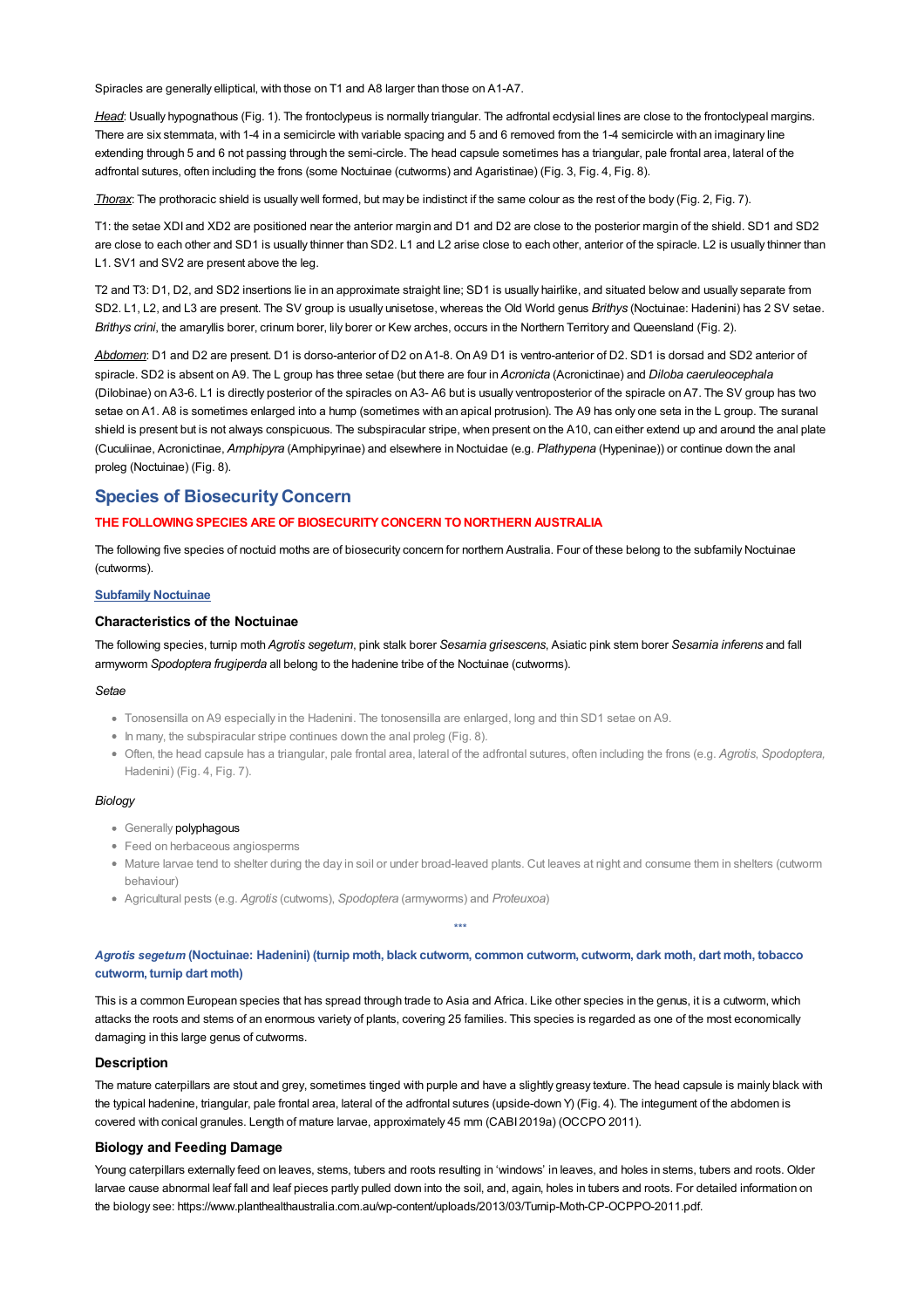Spiracles are generally elliptical, with those on T1 and A8 larger than those on A1-A7.

*Head*: Usually hypognathous (Fig. 1). The frontoclypeus is normally triangular. The adfrontal ecdysial lines are close to the frontoclypeal margins. There are six stemmata, with 1-4 in a semicircle with variable spacing and 5 and 6 removed from the 1-4 semicircle with an imaginary line extending through 5 and 6 not passing through the semi-circle. The head capsule sometimes has a triangular, pale frontal area, lateral of the adfrontal sutures, often including the frons (some Noctuinae (cutworms) and Agaristinae) (Fig. 3, Fig. 4, Fig. 8).

*Thorax*: The prothoracic shield is usually well formed, but may be indistinct if the same colour as the rest of the body (Fig. 2, Fig. 7).

T1: the setae XDI and XD2 are positioned near the anterior margin and D1 and D2 are close to the posterior margin of the shield. SD1 and SD2 are close to each other and SD1 is usually thinner than SD2. L1 and L2 arise close to each other, anterior of the spiracle. L2 is usually thinner than L1. SV1 and SV2 are present above the leg.

T2 and T3: D1, D2, and SD2 insertions lie in an approximate straight line; SD1 is usually hairlike, and situated below and usually separate from SD2. L1, L2, and L3 are present. The SV group is usually unisetose, whereas the Old World genus *Brithys* (Noctuinae: Hadenini) has 2 SV setae. *Brithys crini*, the amaryllis borer, crinum borer, lily borer or Kew arches, occurs in the Northern Territory and Queensland (Fig. 2).

*Abdomen*: D1 and D2 are present. D1 is dorso-anterior of D2 on A1-8. On A9 D1 is ventro-anterior of D2. SD1 is dorsad and SD2 anterior of spiracle. SD2 is absent on A9. The L group has three setae (but there are four in *Acronicta* (Acronictinae) and *Diloba caeruleocephala* (Dilobinae) on A3-6. L1 is directly posterior of the spiracles on A3- A6 but is usually ventroposterior of the spiracle on A7. The SV group has two setae on A1. A8 is sometimes enlarged into a hump (sometimes with an apical protrusion). The A9 has only one seta in the L group. The suranal shield is present but is not always conspicuous. The subspiracular stripe, when present on the A10, can either extend up and around the anal plate (Cuculiinae, Acronictinae, *Amphipyra* (Amphipyrinae) and elsewhere in Noctuidae (e.g. *Plathypena* (Hypeninae)) or continue down the anal proleg (Noctuinae) (Fig. 8).

## Species of Biosecurity Concern

**THE FOLLOWING SPECIES ARE OF BIOSECURITY CONCERN TO NORTHERN AUSTRALIA**

The following five species of noctuid moths are of biosecurity concern for northern Australia. Four of these belong to the subfamily Noctuinae (cutworms).

**Subfamily Noctuinae**

### Characteristics of the Noctuinae

The following species, turnip moth *Agrotis segetum*, pink stalk borer *Sesamia grisescens*, Asiatic pink stem borer *Sesamia inferens* and fall armyworm *Spodoptera frugiperda* all belong to the hadenine tribe of the Noctuinae (cutworms).

*Setae*

- Tonosensilla on A9 especially in the Hadenini. The tonosensilla are enlarged, long and thin SD1 setae on A9.
- In many, the subspiracular stripe continues down the anal proleg (Fig. 8).
- Often, the head capsule has a triangular, pale frontal area, lateral of the adfrontal sutures, often including the frons (e.g. *Agrotis*, *Spodoptera*, Hadenini) (Fig. 4, Fig. 7).

*Biology*

- Generally polyphagous
- Feed on herbaceous angiosperms
- Mature larvae tend to shelter during the day in soil or under broad-leaved plants. Cut leaves at night and consume them in shelters (cutworm behaviour)
- Agricultural pests (e.g. *Agrotis* (cutwoms), *Spodoptera* (armyworms) and *Proteuxoa*)

\*\*\*

**_Agrotis segetum_ (Noctuinae: Hadenini) (turnip moth, black cutworm, common cutworm, cutworm, dark moth, dart moth, tobacco cutworm, turnip dart moth)**

This is a common European species that has spread through trade to Asia and Africa. Like other species in the genus, it is a cutworm, which attacks the roots and stems of an enormous variety of plants, covering 25 families. This species is regarded as one of the most economically damaging in this large genus of cutworms.

### Description

The mature caterpillars are stout and grey, sometimes tinged with purple and have a slightly greasy texture. The head capsule is mainly black with the typical hadenine, triangular, pale frontal area, lateral of the adfrontal sutures (upside-down Y) (Fig. 4). The integument of the abdomen is covered with conical granules. Length of mature larvae, approximately 45 mm (CABI 2019a) (OCCPO 2011).

### Biology and Feeding Damage

Young caterpillars externally feed on leaves, stems, tubers and roots resulting in 'windows' in leaves, and holes in stems, tubers and roots. Older larvae cause abnormal leaf fall and leaf pieces partly pulled down into the soil, and, again, holes in tubers and roots. For detailed information on the biology see: https://www.planthealthaustralia.com.au/wp-content/uploads/2013/03/Turnip-Moth-CP-OCPPO-2011.pdf.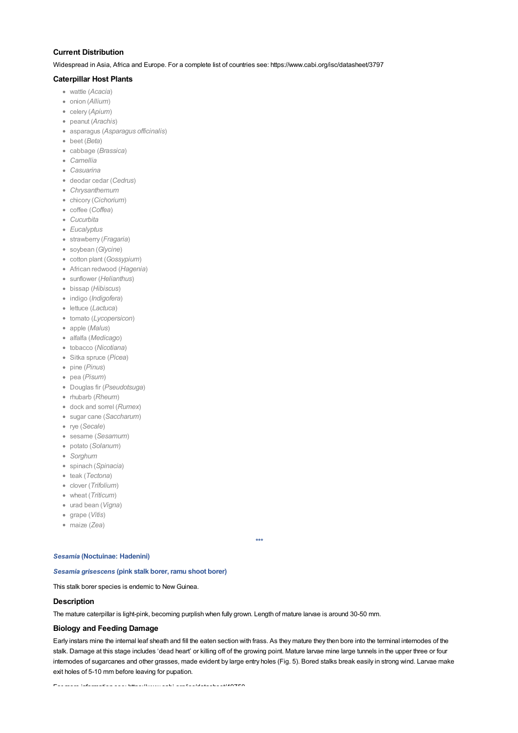### Current Distribution

Widespread in Asia, Africa and Europe. For a complete list of countries see: https://www.cabi.org/isc/datasheet/3797

### Caterpillar Host Plants

- wattle (*Acacia*)
- onion (*Allium*)
- celery (*Apium*)
- peanut (*Arachis*)
- asparagus (*Asparagus officinalis*)
- beet (*Beta*)
- cabbage (*Brassica*)
- *Camellia*
- *Casuarina*
- deodar cedar (*Cedrus*)
- *Chrysanthemum*
- chicory (*Cichorium*)
- coffee (*Coffea*)
- *Cucurbita*
- *Eucalyptus*
- strawberry (*Fragaria*)
- soybean (*Glycine*)
- cotton plant (*Gossypium*)
- African redwood (*Hagenia*)
- sunflower (*Helianthus*)
- bissap (*Hibiscus*)
- indigo (*Indigofera*)
- lettuce (*Lactuca*)
- tomato (*Lycopersicon*)
- apple (*Malus*)
- alfalfa (*Medicago*)
- tobacco (*Nicotiana*)
- Sitka spruce (*Picea*)
- pine (*Pinus*)
- pea (*Pisum*)
- Douglas fir (*Pseudotsuga*)
- rhubarb (*Rheum*)
- dock and sorrel (*Rumex*)
- sugar cane (*Saccharum*)
- rye (*Secale*)
- sesame (*Sesamum*)
- potato (*Solanum*)
- *Sorghum*
- spinach (*Spinacia*)
- teak (*Tectona*)
- clover (*Trifolium*)
- wheat (*Triticum*)
- urad bean (*Vigna*)
- grape (*Vitis*)
- maize (*Zea*)

***

#### *Sesamia* (Noctuinae: Hadenini)

#### *Sesamia grisescens* (pink stalk borer, ramu shoot borer)

This stalk borer species is endemic to New Guinea.

### Description

The mature caterpillar is light-pink, becoming purplish when fully grown. Length of mature larvae is around 30-50 mm.

### Biology and Feeding Damage

Early instars mine the internal leaf sheath and fill the eaten section with frass. As they mature they then bore into the terminal internodes of the stalk. Damage at this stage includes 'dead heart' or killing off of the growing point. Mature larvae mine large tunnels in the upper three or four internodes of sugarcanes and other grasses, made evident by large entry holes (Fig. 5). Bored stalks break easily in strong wind. Larvae make exit holes of 5-10 mm before leaving for pupation.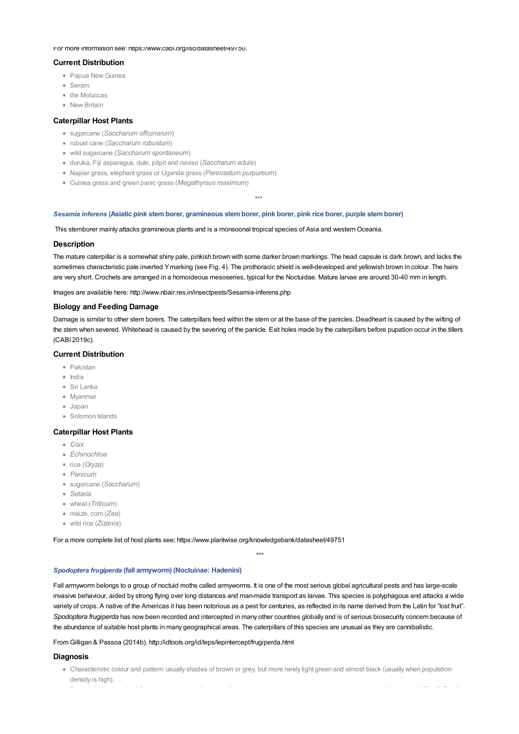For more information see: https://www.cabi.org/isc/datasheet/49750.

### Current Distribution

- Papua New Guinea
- Seram
- the Moluccas
- New Britain

### Caterpillar Host Plants

- sugarcane (*Saccharum officinarum*)
- robust cane (*Saccharum robustum*)
- wild sugarcane (*Saccharum spontaneum*)
- duruka, Fiji asparagus, dule, pitpit and naviso (*Saccharum edule*)
- Napier grass, elephant grass or Uganda grass (*Pennisetum purpureum*)
- Guinea grass and green panic grass (*Megathyrsus maximum*)

***

**_Sesamia inferens_ (Asiatic pink stem borer, gramineous stem borer, pink borer, pink rice borer, purple stem borer)**

This stemborer mainly attacks gramineous plants and is a monsoonal tropical species of Asia and western Oceania.

### Description

The mature caterpillar is a somewhat shiny pale, pinkish brown with some darker brown markings. The head capsule is dark brown, and lacks the sometimes characteristic pale inverted Y marking (see Fig. 4). The prothoracic shield is well-developed and yellowish brown in colour. The hairs are very short. Crochets are arranged in a homoideous mesoseries, typical for the Noctuidae. Mature larvae are around 30-40 mm in length.

Images are available here: http://www.nbair.res.in/insectpests/Sesamia-inferens.php

### Biology and Feeding Damage

Damage is similar to other stem borers. The caterpillars feed within the stem or at the base of the panicles. Deadheart is caused by the wilting of the stem when severed. Whitehead is caused by the severing of the panicle. Exit holes made by the caterpillars before pupation occur in the tillers (CABI 2019c).

### Current Distribution

- Pakistan
- India
- Sri Lanka
- Myanmar
- Japan
- Solomon Islands

### Caterpillar Host Plants

- *Coix*
- *Echinochloa*
- rice (*Oryza*)
- *Panicum*
- sugarcane (*Saccharum*)
- *Setaria*
- wheat (*Triticum*)
- maize, corn (*Zea*)
- wild rice (*Zizania*)

For a more complete list of host plants see; https://www.plantwise.org/knowledgebank/datasheet/49751

***

**_Spodoptera frugiperda_ (fall armyworm) (Noctuinae: Hadenini)**

Fall armyworm belongs to a group of noctuid moths called armyworms. It is one of the most serious global agricultural pests and has large-scale invasive behaviour, aided by strong flying over long distances and man-made transport as larvae. This species is polyphagous and attacks a wide variety of crops. A native of the Americas it has been notorious as a pest for centuries, as reflected in its name derived from the Latin for "lost fruit". *Spodoptera frugiperda* has now been recorded and intercepted in many other countries globally and is of serious biosecurity concern because of the abundance of suitable host plants in many geographical areas. The caterpillars of this species are unusual as they are cannibalistic.

From Gilligan & Passoa (2014b). http://idtools.org/id/leps/lepintercept/frugiperda.html

### Diagnosis

- Characteristic colour and pattern: usually shades of brown or grey, but more rarely light green and almost black (usually when population density is high).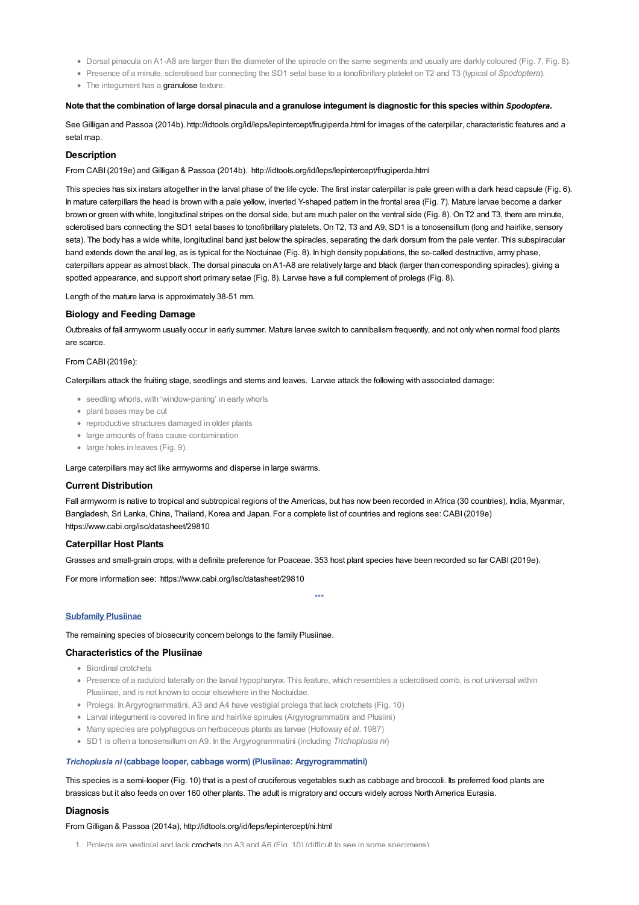- Dorsal pinacula on A1-A8 are larger than the diameter of the spiracle on the same segments and usually are darkly coloured (Fig. 7, Fig. 8).
- Presence of a minute, sclerotised bar connecting the SD1 setal base to a tonofibrillary platelet on T2 and T3 (typical of *Spodoptera*).
- The integument has a granulose texture.

**Note that the combination of large dorsal pinacula and a granulose integument is diagnostic for this species within *Spodoptera*.**

See Gilligan and Passoa (2014b). http://idtools.org/id/leps/lepintercept/frugiperda.html for images of the caterpillar, characteristic features and a setal map.

### Description

From CABI (2019e) and Gilligan & Passoa (2014b). http://idtools.org/id/leps/lepintercept/frugiperda.html

This species has six instars altogether in the larval phase of the life cycle. The first instar caterpillar is pale green with a dark head capsule (Fig. 6). In mature caterpillars the head is brown with a pale yellow, inverted Y-shaped pattern in the frontal area (Fig. 7). Mature larvae become a darker brown or green with white, longitudinal stripes on the dorsal side, but are much paler on the ventral side (Fig. 8). On T2 and T3, there are minute, sclerotised bars connecting the SD1 setal bases to tonofibrillary platelets. On T2, T3 and A9, SD1 is a tonosensillum (long and hairlike, sensory seta). The body has a wide white, longitudinal band just below the spiracles, separating the dark dorsum from the pale venter. This subspiracular band extends down the anal leg, as is typical for the Noctuinae (Fig. 8). In high density populations, the so-called destructive, army phase, caterpillars appear as almost black. The dorsal pinacula on A1-A8 are relatively large and black (larger than corresponding spiracles), giving a spotted appearance, and support short primary setae (Fig. 8). Larvae have a full complement of prolegs (Fig. 8).

Length of the mature larva is approximately 38-51 mm.

### Biology and Feeding Damage

Outbreaks of fall armyworm usually occur in early summer. Mature larvae switch to cannibalism frequently, and not only when normal food plants are scarce.

From CABI (2019e):

Caterpillars attack the fruiting stage, seedlings and stems and leaves. Larvae attack the following with associated damage:

- seedling whorls, with 'window-paning' in early whorls
- plant bases may be cut
- reproductive structures damaged in older plants
- large amounts of frass cause contamination
- large holes in leaves (Fig. 9).

Large caterpillars may act like armyworms and disperse in large swarms.

### Current Distribution

Fall armyworm is native to tropical and subtropical regions of the Americas, but has now been recorded in Africa (30 countries), India, Myanmar, Bangladesh, Sri Lanka, China, Thailand, Korea and Japan. For a complete list of countries and regions see: CABI (2019e) https://www.cabi.org/isc/datasheet/29810

### Caterpillar Host Plants

Grasses and small-grain crops, with a definite preference for Poaceae. 353 host plant species have been recorded so far CABI (2019e).

For more information see: https://www.cabi.org/isc/datasheet/29810

\*\*\*

**Subfamily Plusiinae**

The remaining species of biosecurity concern belongs to the family Plusiinae.

### Characteristics of the Plusiinae

- Biordinal crotchets
- Presence of a raduloid laterally on the larval hypopharynx. This feature, which resembles a sclerotised comb, is not universal within Plusiinae, and is not known to occur elsewhere in the Noctuidae.
- Prolegs. In Argyrogrammatini, A3 and A4 have vestigial prolegs that lack crotchets (Fig. 10)
- Larval integument is covered in fine and hairlike spinules (Argyrogrammatini and Plusiini)
- Many species are polyphagous on herbaceous plants as larvae (Holloway *et al*. 1987)
- SD1 is often a tonosensillum on A9. In the Argyrogrammatini (including *Trichoplusia ni*)

#### *Trichoplusia ni* (cabbage looper, cabbage worm) (Plusiinae: Argyrogrammatini)

This species is a semi-looper (Fig. 10) that is a pest of cruciferous vegetables such as cabbage and broccoli. Its preferred food plants are brassicas but it also feeds on over 160 other plants. The adult is migratory and occurs widely across North America Eurasia.

### Diagnosis

From Gilligan & Passoa (2014a), http://idtools.org/id/leps/lepintercept/ni.html

1. Prolegs are vestigial and lack crochets on A3 and A6 (Fig. 10) (difficult to see in some specimens)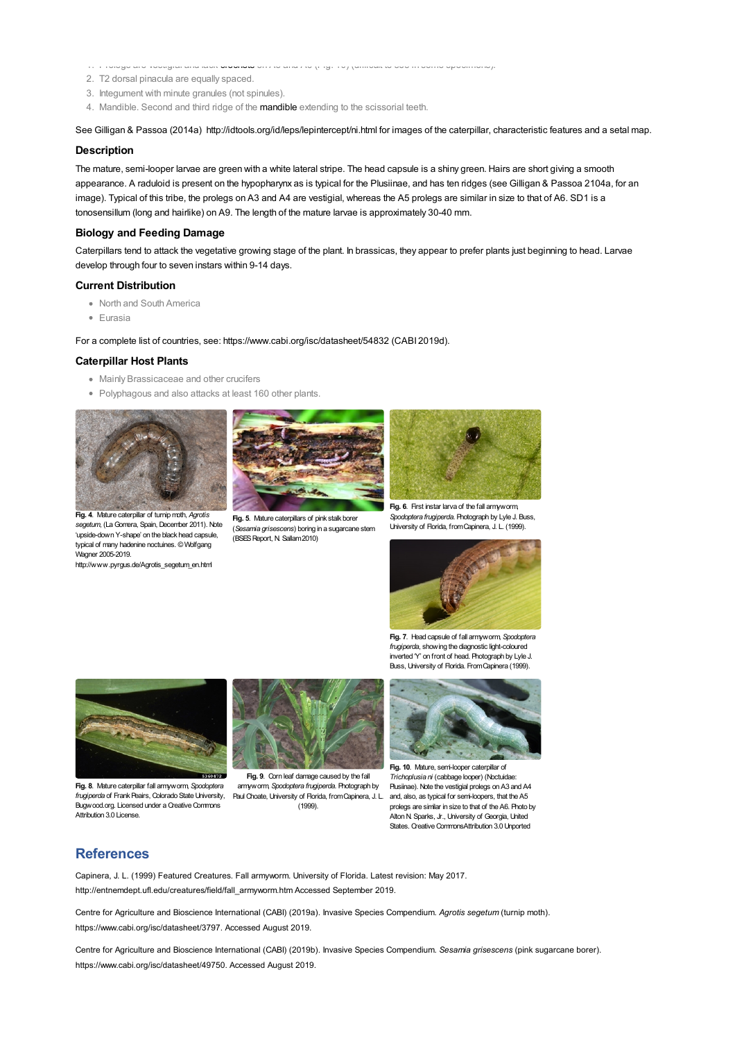1. Prolegs are vestigial and lack crochets on A3 and A4 (Fig. 10) (difficult to see in some specimens).
2. T2 dorsal pinacula are equally spaced.
3. Integument with minute granules (not spinules).
4. Mandible. Second and third ridge of the mandible extending to the scissorial teeth.

See Gilligan & Passoa (2014a) http://idtools.org/id/leps/lepintercept/ni.html for images of the caterpillar, characteristic features and a setal map.

### Description

The mature, semi-looper larvae are green with a white lateral stripe. The head capsule is a shiny green. Hairs are short giving a smooth appearance. A raduloid is present on the hypopharynx as is typical for the Plusiinae, and has ten ridges (see Gilligan & Passoa 2104a, for an image). Typical of this tribe, the prolegs on A3 and A4 are vestigial, whereas the A5 prolegs are similar in size to that of A6. SD1 is a tonosensillum (long and hairlike) on A9. The length of the mature larvae is approximately 30-40 mm.

### Biology and Feeding Damage

Caterpillars tend to attack the vegetative growing stage of the plant. In brassicas, they appear to prefer plants just beginning to head. Larvae develop through four to seven instars within 9-14 days.

### Current Distribution

- North and South America
- Eurasia

For a complete list of countries, see: https://www.cabi.org/isc/datasheet/54832 (CABI 2019d).

### Caterpillar Host Plants

- Mainly Brassicaceae and other crucifers
- Polyphagous and also attacks at least 160 other plants.

**Fig. 4**. Mature caterpillar of turnip moth, *Agrotis segetum*, (La Gomera, Spain, December 2011). Note 'upside-down Y-shape' on the black head capsule, typical of many hadenine noctuines. © Wolfgang Wagner 2005-2019. http://www.pyrgus.de/Agrotis_segetum_en.html

**Fig. 5**. Mature caterpillars of pink stalk borer (*Sesamia grisescens*) boring in a sugarcane stem (BSES Report, N. Sallam 2010)

**Fig. 6**. First instar larva of the fall armyworm, *Spodoptera frugiperda*. Photograph by Lyle J. Buss, University of Florida, from Capinera, J. L. (1999).

**Fig. 7**. Head capsule of fall armyworm, *Spodoptera frugiperda*, showing the diagnostic light-coloured inverted 'Y' on front of head. Photograph by Lyle J. Buss, University of Florida. From Capinera (1999).

**Fig. 8**. Mature caterpillar fall armyworm, *Spodoptera frugiperda* of Frank Peairs, Colorado State University, Bugwood.org. Licensed under a Creative Commons Attribution 3.0 License.

**Fig. 9**. Corn leaf damage caused by the fall armyworm, *Spodoptera frugiperda*. Photograph by Paul Choate, University of Florida, from Capinera, J. L. (1999).

**Fig. 10**. Mature, semi-looper caterpillar of *Trichoplusia ni* (cabbage looper) (Noctuidae: Plusiinae). Note the vestigial prolegs on A3 and A4 and, also, as typical for semi-loopers, that the A5 prolegs are similar in size to that of the A6. Photo by Alton N. Sparks, Jr., University of Georgia, United States. Creative Commons Attribution 3.0 Unported

## References

Capinera, J. L. (1999) Featured Creatures. Fall armyworm. University of Florida. Latest revision: May 2017. http://entnemdept.ufl.edu/creatures/field/fall_armyworm.htm Accessed September 2019.

Centre for Agriculture and Bioscience International (CABI) (2019a). Invasive Species Compendium. *Agrotis segetum* (turnip moth). https://www.cabi.org/isc/datasheet/3797. Accessed August 2019.

Centre for Agriculture and Bioscience International (CABI) (2019b). Invasive Species Compendium. *Sesamia grisescens* (pink sugarcane borer). https://www.cabi.org/isc/datasheet/49750. Accessed August 2019.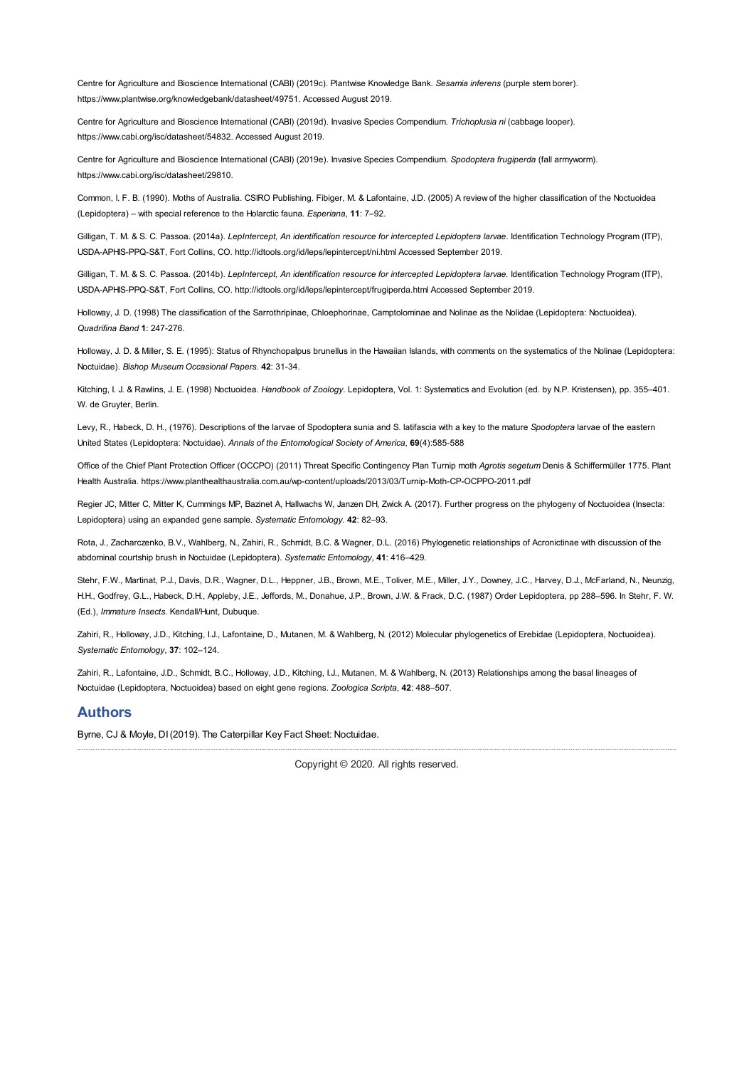Centre for Agriculture and Bioscience International (CABI) (2019c). Plantwise Knowledge Bank. *Sesamia inferens* (purple stem borer). https://www.plantwise.org/knowledgebank/datasheet/49751. Accessed August 2019.

Centre for Agriculture and Bioscience International (CABI) (2019d). Invasive Species Compendium. *Trichoplusia ni* (cabbage looper). https://www.cabi.org/isc/datasheet/54832. Accessed August 2019.

Centre for Agriculture and Bioscience International (CABI) (2019e). Invasive Species Compendium. *Spodoptera frugiperda* (fall armyworm). https://www.cabi.org/isc/datasheet/29810.

Common, I. F. B. (1990). Moths of Australia. CSIRO Publishing. Fibiger, M. & Lafontaine, J.D. (2005) A review of the higher classification of the Noctuoidea (Lepidoptera) – with special reference to the Holarctic fauna. *Esperiana*, **11**: 7–92.

Gilligan, T. M. & S. C. Passoa. (2014a). *LepIntercept, An identification resource for intercepted Lepidoptera larvae.* Identification Technology Program (ITP), USDA-APHIS-PPQ-S&T, Fort Collins, CO. http://idtools.org/id/leps/lepintercept/ni.html Accessed September 2019.

Gilligan, T. M. & S. C. Passoa. (2014b). *LepIntercept, An identification resource for intercepted Lepidoptera larvae.* Identification Technology Program (ITP), USDA-APHIS-PPQ-S&T, Fort Collins, CO. http://idtools.org/id/leps/lepintercept/frugiperda.html Accessed September 2019.

Holloway, J. D. (1998) The classification of the Sarrothripinae, Chloephorinae, Camptolominae and Nolinae as the Nolidae (Lepidoptera: Noctuoidea). *Quadrifina Band* **1**: 247-276.

Holloway, J. D. & Miller, S. E. (1995): Status of Rhynchopalpus brunellus in the Hawaiian Islands, with comments on the systematics of the Nolinae (Lepidoptera: Noctuidae). *Bishop Museum Occasional Papers*. **42**: 31-34.

Kitching, I. J. & Rawlins, J. E. (1998) Noctuoidea. *Handbook of Zoology*. Lepidoptera, Vol. 1: Systematics and Evolution (ed. by N.P. Kristensen), pp. 355–401. W. de Gruyter, Berlin.

Levy, R., Habeck, D. H., (1976). Descriptions of the larvae of Spodoptera sunia and S. latifascia with a key to the mature *Spodoptera* larvae of the eastern United States (Lepidoptera: Noctuidae). *Annals of the Entomological Society of America*, **69**(4):585-588

Office of the Chief Plant Protection Officer (OCCPO) (2011) Threat Specific Contingency Plan Turnip moth *Agrotis segetum* Denis & Schiffermüller 1775. Plant Health Australia. https://www.planthealthaustralia.com.au/wp-content/uploads/2013/03/Turnip-Moth-CP-OCPPO-2011.pdf

Regier JC, Mitter C, Mitter K, Cummings MP, Bazinet A, Hallwachs W, Janzen DH, Zwick A. (2017). Further progress on the phylogeny of Noctuoidea (Insecta: Lepidoptera) using an expanded gene sample. *Systematic Entomology*. **42**: 82–93.

Rota, J., Zacharczenko, B.V., Wahlberg, N., Zahiri, R., Schmidt, B.C. & Wagner, D.L. (2016) Phylogenetic relationships of Acronictinae with discussion of the abdominal courtship brush in Noctuidae (Lepidoptera). *Systematic Entomology*, **41**: 416–429.

Stehr, F.W., Martinat, P.J., Davis, D.R., Wagner, D.L., Heppner, J.B., Brown, M.E., Toliver, M.E., Miller, J.Y., Downey, J.C., Harvey, D.J., McFarland, N., Neunzig, H.H., Godfrey, G.L., Habeck, D.H., Appleby, J.E., Jeffords, M., Donahue, J.P., Brown, J.W. & Frack, D.C. (1987) Order Lepidoptera, pp 288–596. In Stehr, F. W. (Ed.), *Immature Insects*. Kendall/Hunt, Dubuque.

Zahiri, R., Holloway, J.D., Kitching, I.J., Lafontaine, D., Mutanen, M. & Wahlberg, N. (2012) Molecular phylogenetics of Erebidae (Lepidoptera, Noctuoidea). *Systematic Entomology*, **37**: 102–124.

Zahiri, R., Lafontaine, J.D., Schmidt, B.C., Holloway, J.D., Kitching, I.J., Mutanen, M. & Wahlberg, N. (2013) Relationships among the basal lineages of Noctuidae (Lepidoptera, Noctuoidea) based on eight gene regions. *Zoologica Scripta*, **42**: 488–507.

## Authors

Byrne, CJ & Moyle, DI (2019). The Caterpillar Key Fact Sheet: Noctuidae.

Copyright © 2020. All rights reserved.